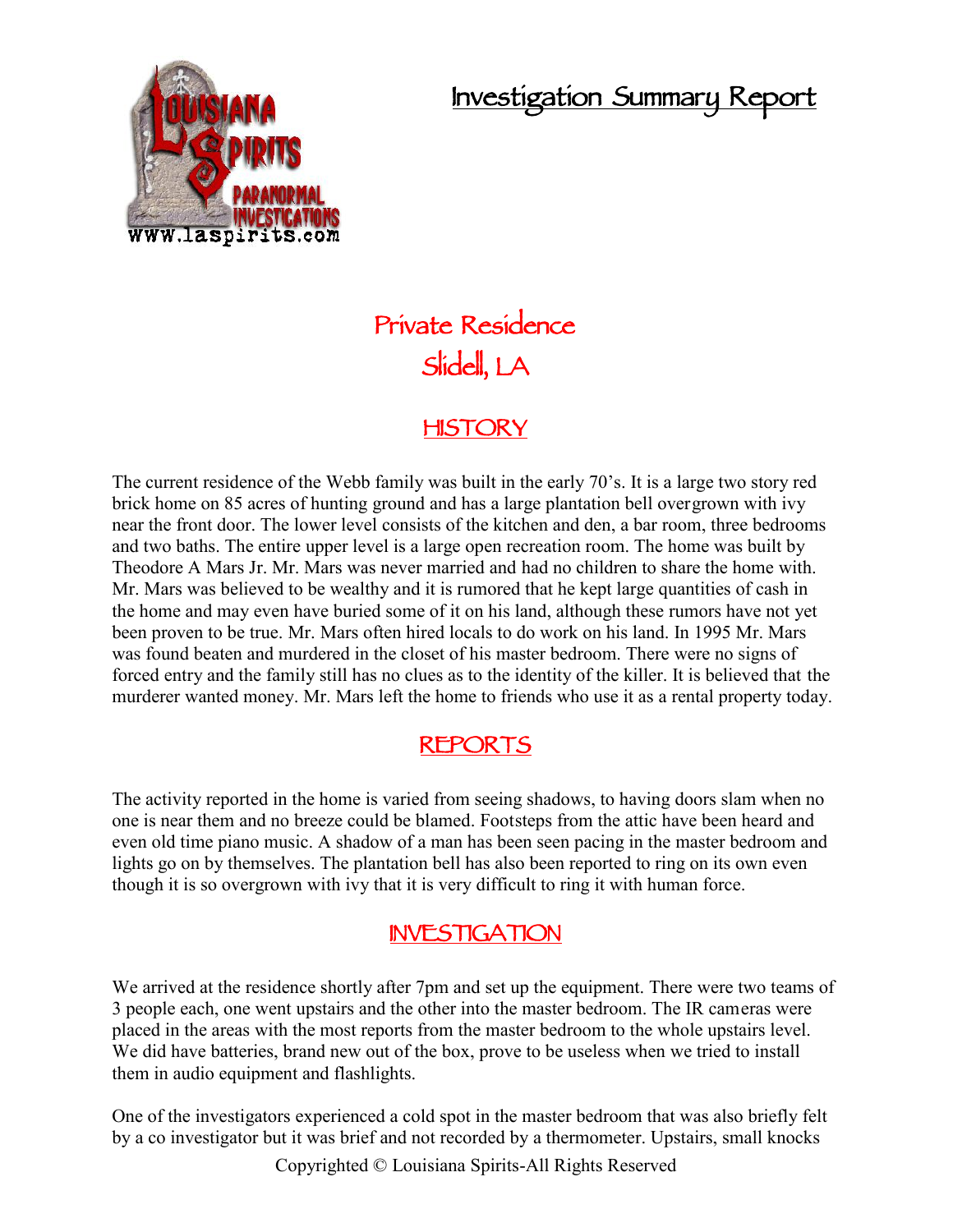# Investigation Summary Report

## Private Residence
## Slidell, LA

### HISTORY

The current residence of the Webb family was built in the early 70's. It is a large two story red brick home on 85 acres of hunting ground and has a large plantation bell overgrown with ivy near the front door. The lower level consists of the kitchen and den, a bar room, three bedrooms and two baths. The entire upper level is a large open recreation room. The home was built by Theodore A Mars Jr. Mr. Mars was never married and had no children to share the home with. Mr. Mars was believed to be wealthy and it is rumored that he kept large quantities of cash in the home and may even have buried some of it on his land, although these rumors have not yet been proven to be true. Mr. Mars often hired locals to do work on his land. In 1995 Mr. Mars was found beaten and murdered in the closet of his master bedroom. There were no signs of forced entry and the family still has no clues as to the identity of the killer. It is believed that the murderer wanted money. Mr. Mars left the home to friends who use it as a rental property today.

### REPORTS

The activity reported in the home is varied from seeing shadows, to having doors slam when no one is near them and no breeze could be blamed. Footsteps from the attic have been heard and even old time piano music. A shadow of a man has been seen pacing in the master bedroom and lights go on by themselves. The plantation bell has also been reported to ring on its own even though it is so overgrown with ivy that it is very difficult to ring it with human force.

### INVESTIGATION

We arrived at the residence shortly after 7pm and set up the equipment. There were two teams of 3 people each, one went upstairs and the other into the master bedroom. The IR cameras were placed in the areas with the most reports from the master bedroom to the whole upstairs level. We did have batteries, brand new out of the box, prove to be useless when we tried to install them in audio equipment and flashlights.

One of the investigators experienced a cold spot in the master bedroom that was also briefly felt by a co investigator but it was brief and not recorded by a thermometer. Upstairs, small knocks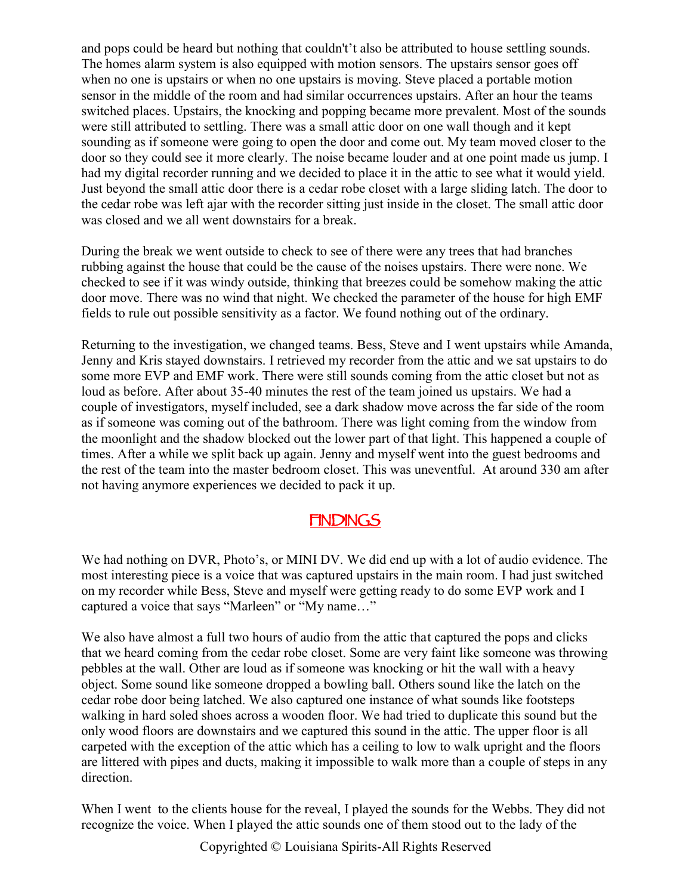and pops could be heard but nothing that couldn't't also be attributed to house settling sounds. The homes alarm system is also equipped with motion sensors. The upstairs sensor goes off when no one is upstairs or when no one upstairs is moving. Steve placed a portable motion sensor in the middle of the room and had similar occurrences upstairs. After an hour the teams switched places. Upstairs, the knocking and popping became more prevalent. Most of the sounds were still attributed to settling. There was a small attic door on one wall though and it kept sounding as if someone were going to open the door and come out. My team moved closer to the door so they could see it more clearly. The noise became louder and at one point made us jump. I had my digital recorder running and we decided to place it in the attic to see what it would yield. Just beyond the small attic door there is a cedar robe closet with a large sliding latch. The door to the cedar robe was left ajar with the recorder sitting just inside in the closet. The small attic door was closed and we all went downstairs for a break.

During the break we went outside to check to see of there were any trees that had branches rubbing against the house that could be the cause of the noises upstairs. There were none. We checked to see if it was windy outside, thinking that breezes could be somehow making the attic door move. There was no wind that night. We checked the parameter of the house for high EMF fields to rule out possible sensitivity as a factor. We found nothing out of the ordinary.

Returning to the investigation, we changed teams. Bess, Steve and I went upstairs while Amanda, Jenny and Kris stayed downstairs. I retrieved my recorder from the attic and we sat upstairs to do some more EVP and EMF work. There were still sounds coming from the attic closet but not as loud as before. After about 35-40 minutes the rest of the team joined us upstairs. We had a couple of investigators, myself included, see a dark shadow move across the far side of the room as if someone was coming out of the bathroom. There was light coming from the window from the moonlight and the shadow blocked out the lower part of that light. This happened a couple of times. After a while we split back up again. Jenny and myself went into the guest bedrooms and the rest of the team into the master bedroom closet. This was uneventful. At around 330 am after not having anymore experiences we decided to pack it up.

## FINDINGS

We had nothing on DVR, Photo's, or MINI DV. We did end up with a lot of audio evidence. The most interesting piece is a voice that was captured upstairs in the main room. I had just switched on my recorder while Bess, Steve and myself were getting ready to do some EVP work and I captured a voice that says "Marleen" or "My name…"

We also have almost a full two hours of audio from the attic that captured the pops and clicks that we heard coming from the cedar robe closet. Some are very faint like someone was throwing pebbles at the wall. Other are loud as if someone was knocking or hit the wall with a heavy object. Some sound like someone dropped a bowling ball. Others sound like the latch on the cedar robe door being latched. We also captured one instance of what sounds like footsteps walking in hard soled shoes across a wooden floor. We had tried to duplicate this sound but the only wood floors are downstairs and we captured this sound in the attic. The upper floor is all carpeted with the exception of the attic which has a ceiling to low to walk upright and the floors are littered with pipes and ducts, making it impossible to walk more than a couple of steps in any direction.

When I went to the clients house for the reveal, I played the sounds for the Webbs. They did not recognize the voice. When I played the attic sounds one of them stood out to the lady of the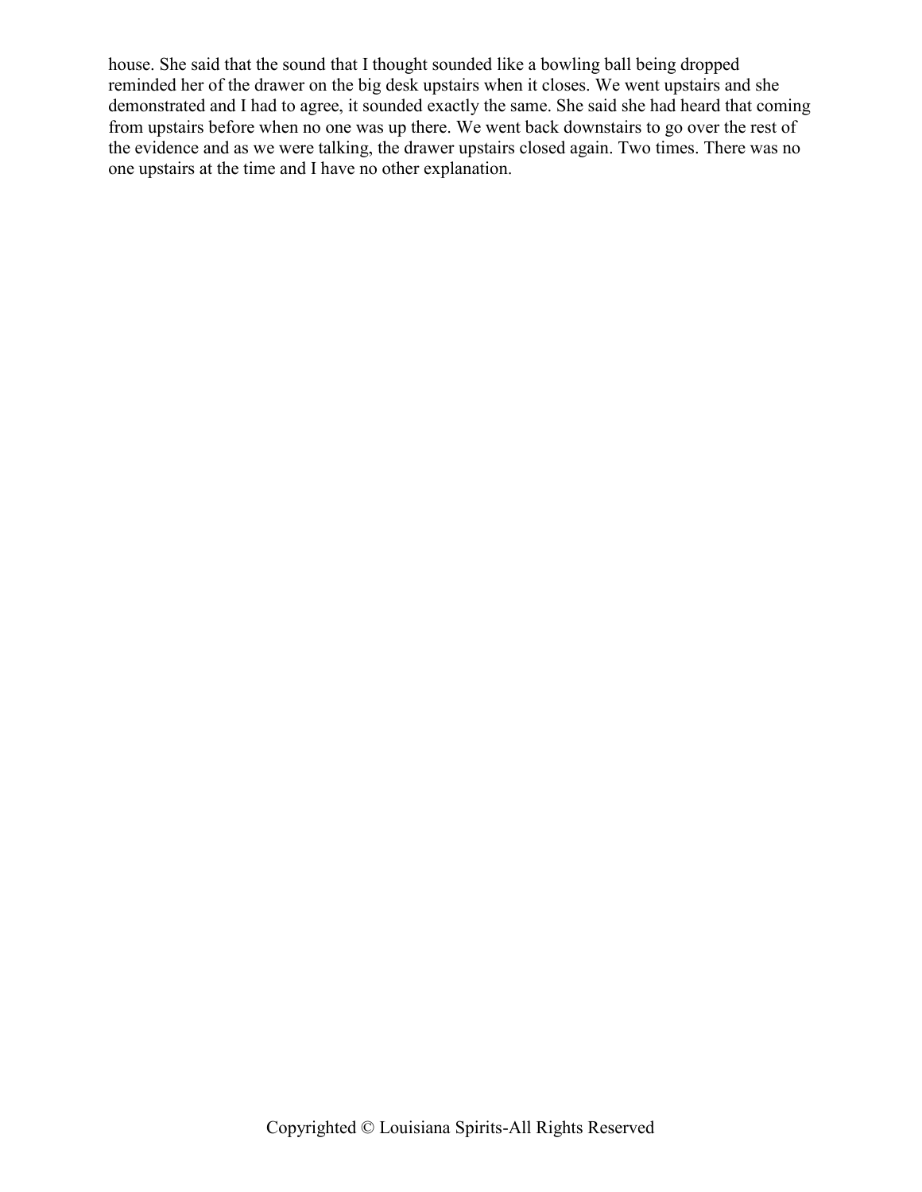house. She said that the sound that I thought sounded like a bowling ball being dropped reminded her of the drawer on the big desk upstairs when it closes. We went upstairs and she demonstrated and I had to agree, it sounded exactly the same. She said she had heard that coming from upstairs before when no one was up there. We went back downstairs to go over the rest of the evidence and as we were talking, the drawer upstairs closed again. Two times. There was no one upstairs at the time and I have no other explanation.